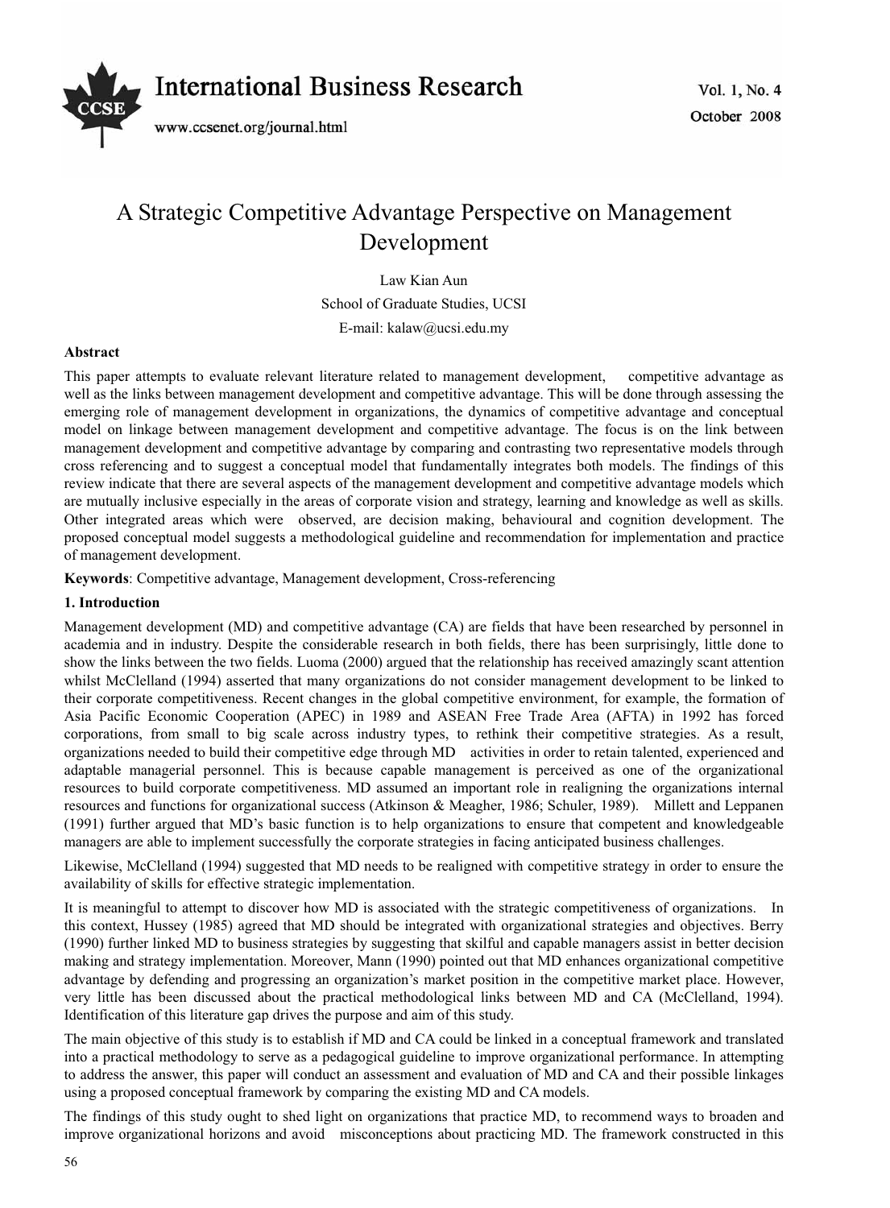# A Strategic Competitive Advantage Perspective on Management Development

Law Kian Aun

School of Graduate Studies, UCSI

E-mail: kalaw@ucsi.edu.my

**Abstract**

This paper attempts to evaluate relevant literature related to management development, competitive advantage as well as the links between management development and competitive advantage. This will be done through assessing the emerging role of management development in organizations, the dynamics of competitive advantage and conceptual model on linkage between management development and competitive advantage. The focus is on the link between management development and competitive advantage by comparing and contrasting two representative models through cross referencing and to suggest a conceptual model that fundamentally integrates both models. The findings of this review indicate that there are several aspects of the management development and competitive advantage models which are mutually inclusive especially in the areas of corporate vision and strategy, learning and knowledge as well as skills. Other integrated areas which were observed, are decision making, behavioural and cognition development. The proposed conceptual model suggests a methodological guideline and recommendation for implementation and practice of management development.

**Keywords**: Competitive advantage, Management development, Cross-referencing

## 1. Introduction

Management development (MD) and competitive advantage (CA) are fields that have been researched by personnel in academia and in industry. Despite the considerable research in both fields, there has been surprisingly, little done to show the links between the two fields. Luoma (2000) argued that the relationship has received amazingly scant attention whilst McClelland (1994) asserted that many organizations do not consider management development to be linked to their corporate competitiveness. Recent changes in the global competitive environment, for example, the formation of Asia Pacific Economic Cooperation (APEC) in 1989 and ASEAN Free Trade Area (AFTA) in 1992 has forced corporations, from small to big scale across industry types, to rethink their competitive strategies. As a result, organizations needed to build their competitive edge through MD activities in order to retain talented, experienced and adaptable managerial personnel. This is because capable management is perceived as one of the organizational resources to build corporate competitiveness. MD assumed an important role in realigning the organizations internal resources and functions for organizational success (Atkinson & Meagher, 1986; Schuler, 1989). Millett and Leppanen (1991) further argued that MD's basic function is to help organizations to ensure that competent and knowledgeable managers are able to implement successfully the corporate strategies in facing anticipated business challenges.

Likewise, McClelland (1994) suggested that MD needs to be realigned with competitive strategy in order to ensure the availability of skills for effective strategic implementation.

It is meaningful to attempt to discover how MD is associated with the strategic competitiveness of organizations. In this context, Hussey (1985) agreed that MD should be integrated with organizational strategies and objectives. Berry (1990) further linked MD to business strategies by suggesting that skilful and capable managers assist in better decision making and strategy implementation. Moreover, Mann (1990) pointed out that MD enhances organizational competitive advantage by defending and progressing an organization's market position in the competitive market place. However, very little has been discussed about the practical methodological links between MD and CA (McClelland, 1994). Identification of this literature gap drives the purpose and aim of this study.

The main objective of this study is to establish if MD and CA could be linked in a conceptual framework and translated into a practical methodology to serve as a pedagogical guideline to improve organizational performance. In attempting to address the answer, this paper will conduct an assessment and evaluation of MD and CA and their possible linkages using a proposed conceptual framework by comparing the existing MD and CA models.

The findings of this study ought to shed light on organizations that practice MD, to recommend ways to broaden and improve organizational horizons and avoid misconceptions about practicing MD. The framework constructed in this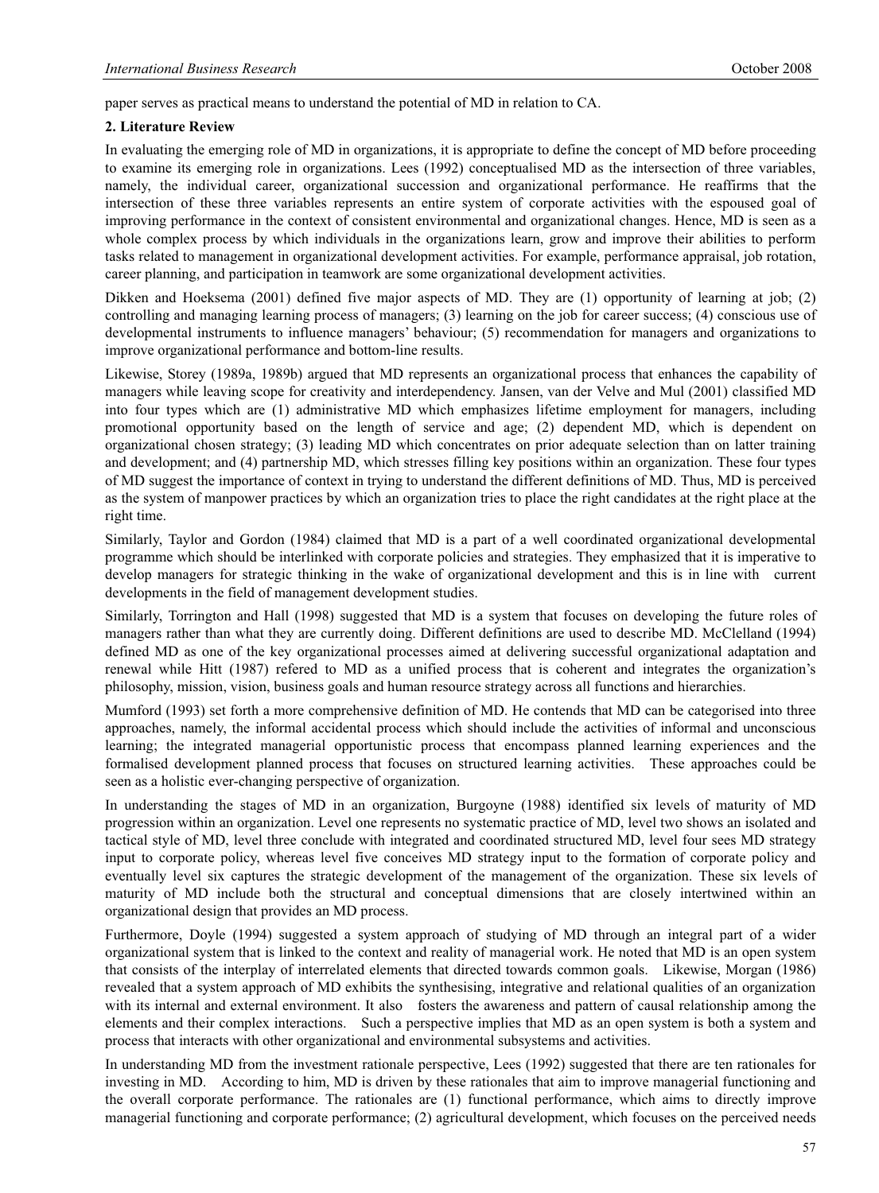paper serves as practical means to understand the potential of MD in relation to CA.

## 2. Literature Review

In evaluating the emerging role of MD in organizations, it is appropriate to define the concept of MD before proceeding to examine its emerging role in organizations. Lees (1992) conceptualised MD as the intersection of three variables, namely, the individual career, organizational succession and organizational performance. He reaffirms that the intersection of these three variables represents an entire system of corporate activities with the espoused goal of improving performance in the context of consistent environmental and organizational changes. Hence, MD is seen as a whole complex process by which individuals in the organizations learn, grow and improve their abilities to perform tasks related to management in organizational development activities. For example, performance appraisal, job rotation, career planning, and participation in teamwork are some organizational development activities.

Dikken and Hoeksema (2001) defined five major aspects of MD. They are (1) opportunity of learning at job; (2) controlling and managing learning process of managers; (3) learning on the job for career success; (4) conscious use of developmental instruments to influence managers' behaviour; (5) recommendation for managers and organizations to improve organizational performance and bottom-line results.

Likewise, Storey (1989a, 1989b) argued that MD represents an organizational process that enhances the capability of managers while leaving scope for creativity and interdependency. Jansen, van der Velve and Mul (2001) classified MD into four types which are (1) administrative MD which emphasizes lifetime employment for managers, including promotional opportunity based on the length of service and age; (2) dependent MD, which is dependent on organizational chosen strategy; (3) leading MD which concentrates on prior adequate selection than on latter training and development; and (4) partnership MD, which stresses filling key positions within an organization. These four types of MD suggest the importance of context in trying to understand the different definitions of MD. Thus, MD is perceived as the system of manpower practices by which an organization tries to place the right candidates at the right place at the right time.

Similarly, Taylor and Gordon (1984) claimed that MD is a part of a well coordinated organizational developmental programme which should be interlinked with corporate policies and strategies. They emphasized that it is imperative to develop managers for strategic thinking in the wake of organizational development and this is in line with current developments in the field of management development studies.

Similarly, Torrington and Hall (1998) suggested that MD is a system that focuses on developing the future roles of managers rather than what they are currently doing. Different definitions are used to describe MD. McClelland (1994) defined MD as one of the key organizational processes aimed at delivering successful organizational adaptation and renewal while Hitt (1987) refered to MD as a unified process that is coherent and integrates the organization's philosophy, mission, vision, business goals and human resource strategy across all functions and hierarchies.

Mumford (1993) set forth a more comprehensive definition of MD. He contends that MD can be categorised into three approaches, namely, the informal accidental process which should include the activities of informal and unconscious learning; the integrated managerial opportunistic process that encompass planned learning experiences and the formalised development planned process that focuses on structured learning activities. These approaches could be seen as a holistic ever-changing perspective of organization.

In understanding the stages of MD in an organization, Burgoyne (1988) identified six levels of maturity of MD progression within an organization. Level one represents no systematic practice of MD, level two shows an isolated and tactical style of MD, level three conclude with integrated and coordinated structured MD, level four sees MD strategy input to corporate policy, whereas level five conceives MD strategy input to the formation of corporate policy and eventually level six captures the strategic development of the management of the organization. These six levels of maturity of MD include both the structural and conceptual dimensions that are closely intertwined within an organizational design that provides an MD process.

Furthermore, Doyle (1994) suggested a system approach of studying of MD through an integral part of a wider organizational system that is linked to the context and reality of managerial work. He noted that MD is an open system that consists of the interplay of interrelated elements that directed towards common goals. Likewise, Morgan (1986) revealed that a system approach of MD exhibits the synthesising, integrative and relational qualities of an organization with its internal and external environment. It also fosters the awareness and pattern of causal relationship among the elements and their complex interactions. Such a perspective implies that MD as an open system is both a system and process that interacts with other organizational and environmental subsystems and activities.

In understanding MD from the investment rationale perspective, Lees (1992) suggested that there are ten rationales for investing in MD. According to him, MD is driven by these rationales that aim to improve managerial functioning and the overall corporate performance. The rationales are (1) functional performance, which aims to directly improve managerial functioning and corporate performance; (2) agricultural development, which focuses on the perceived needs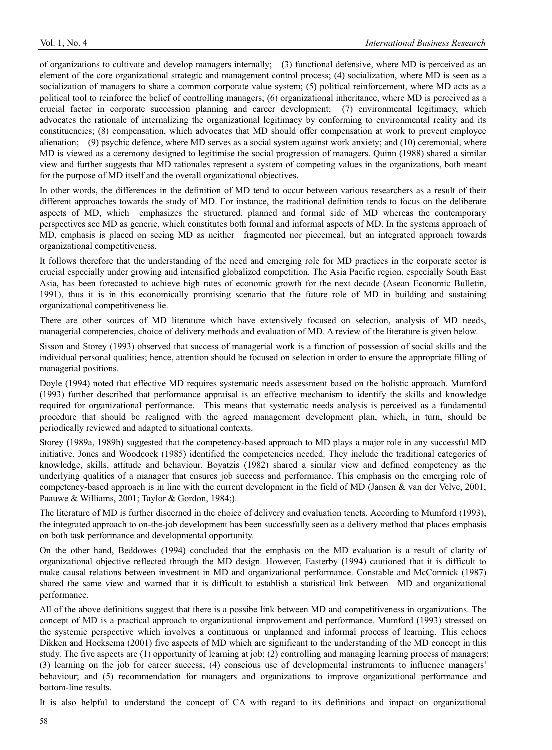of organizations to cultivate and develop managers internally; (3) functional defensive, where MD is perceived as an element of the core organizational strategic and management control process; (4) socialization, where MD is seen as a socialization of managers to share a common corporate value system; (5) political reinforcement, where MD acts as a political tool to reinforce the belief of controlling managers; (6) organizational inheritance, where MD is perceived as a crucial factor in corporate succession planning and career development; (7) environmental legitimacy, which advocates the rationale of internalizing the organizational legitimacy by conforming to environmental reality and its constituencies; (8) compensation, which advocates that MD should offer compensation at work to prevent employee alienation; (9) psychic defence, where MD serves as a social system against work anxiety; and (10) ceremonial, where MD is viewed as a ceremony designed to legitimise the social progression of managers. Quinn (1988) shared a similar view and further suggests that MD rationales represent a system of competing values in the organizations, both meant for the purpose of MD itself and the overall organizational objectives.

In other words, the differences in the definition of MD tend to occur between various researchers as a result of their different approaches towards the study of MD. For instance, the traditional definition tends to focus on the deliberate aspects of MD, which emphasizes the structured, planned and formal side of MD whereas the contemporary perspectives see MD as generic, which constitutes both formal and informal aspects of MD. In the systems approach of MD, emphasis is placed on seeing MD as neither fragmented nor piecemeal, but an integrated approach towards organizational competitiveness.

It follows therefore that the understanding of the need and emerging role for MD practices in the corporate sector is crucial especially under growing and intensified globalized competition. The Asia Pacific region, especially South East Asia, has been forecasted to achieve high rates of economic growth for the next decade (Asean Economic Bulletin, 1991), thus it is in this economically promising scenario that the future role of MD in building and sustaining organizational competitiveness lie.

There are other sources of MD literature which have extensively focused on selection, analysis of MD needs, managerial competencies, choice of delivery methods and evaluation of MD. A review of the literature is given below.

Sisson and Storey (1993) observed that success of managerial work is a function of possession of social skills and the individual personal qualities; hence, attention should be focused on selection in order to ensure the appropriate filling of managerial positions.

Doyle (1994) noted that effective MD requires systematic needs assessment based on the holistic approach. Mumford (1993) further described that performance appraisal is an effective mechanism to identify the skills and knowledge required for organizational performance. This means that systematic needs analysis is perceived as a fundamental procedure that should be realigned with the agreed management development plan, which, in turn, should be periodically reviewed and adapted to situational contexts.

Storey (1989a, 1989b) suggested that the competency-based approach to MD plays a major role in any successful MD initiative. Jones and Woodcock (1985) identified the competencies needed. They include the traditional categories of knowledge, skills, attitude and behaviour. Boyatzis (1982) shared a similar view and defined competency as the underlying qualities of a manager that ensures job success and performance. This emphasis on the emerging role of competency-based approach is in line with the current development in the field of MD (Jansen & van der Velve, 2001; Paauwe & Williams, 2001; Taylor & Gordon, 1984;).

The literature of MD is further discerned in the choice of delivery and evaluation tenets. According to Mumford (1993), the integrated approach to on-the-job development has been successfully seen as a delivery method that places emphasis on both task performance and developmental opportunity.

On the other hand, Beddowes (1994) concluded that the emphasis on the MD evaluation is a result of clarity of organizational objective reflected through the MD design. However, Easterby (1994) cautioned that it is difficult to make causal relations between investment in MD and organizational performance. Constable and McCormick (1987) shared the same view and warned that it is difficult to establish a statistical link between MD and organizational performance.

All of the above definitions suggest that there is a possibe link between MD and competitiveness in organizations. The concept of MD is a practical approach to organizational improvement and performance. Mumford (1993) stressed on the systemic perspective which involves a continuous or unplanned and informal process of learning. This echoes Dikken and Hoeksema (2001) five aspects of MD which are significant to the understanding of the MD concept in this study. The five aspects are (1) opportunity of learning at job; (2) controlling and managing learning process of managers; (3) learning on the job for career success; (4) conscious use of developmental instruments to influence managers' behaviour; and (5) recommendation for managers and organizations to improve organizational performance and bottom-line results.

It is also helpful to understand the concept of CA with regard to its definitions and impact on organizational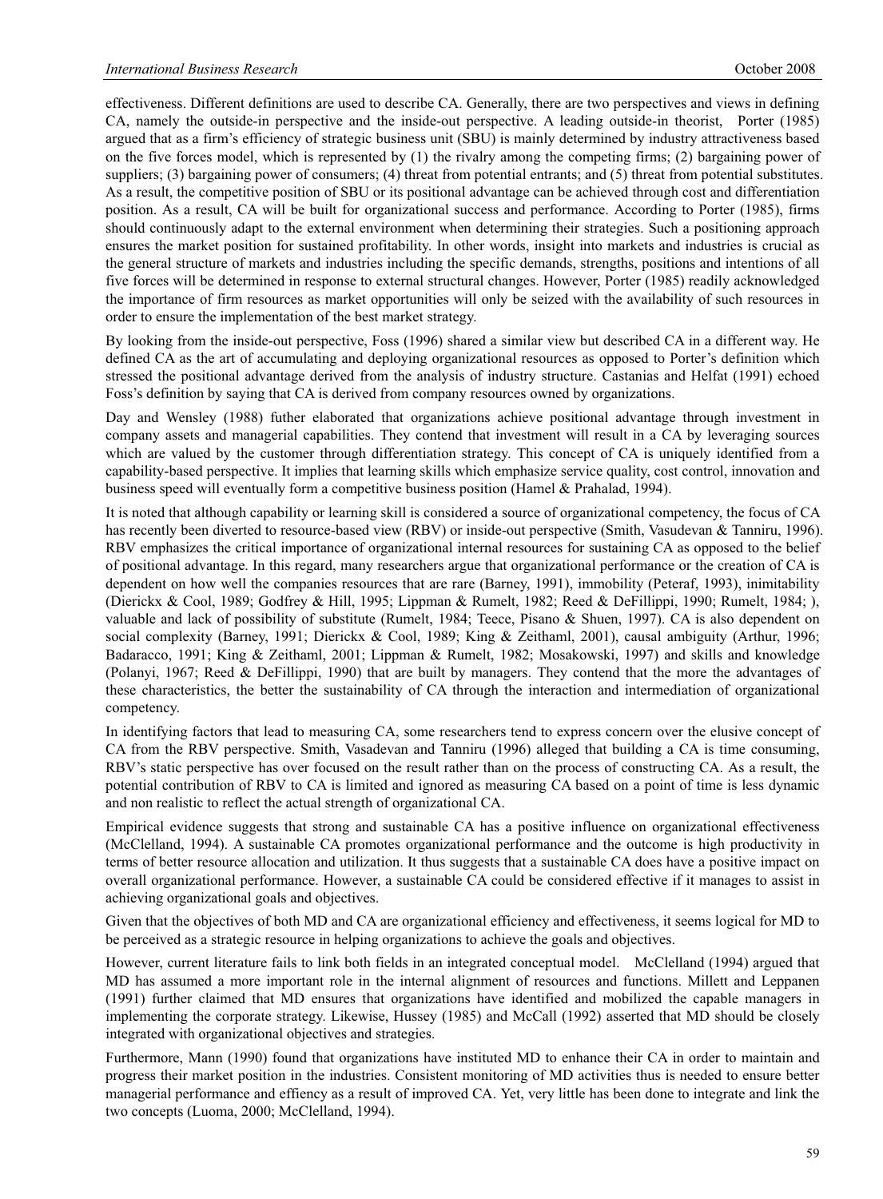effectiveness. Different definitions are used to describe CA. Generally, there are two perspectives and views in defining CA, namely the outside-in perspective and the inside-out perspective. A leading outside-in theorist, Porter (1985) argued that as a firm's efficiency of strategic business unit (SBU) is mainly determined by industry attractiveness based on the five forces model, which is represented by (1) the rivalry among the competing firms; (2) bargaining power of suppliers; (3) bargaining power of consumers; (4) threat from potential entrants; and (5) threat from potential substitutes. As a result, the competitive position of SBU or its positional advantage can be achieved through cost and differentiation position. As a result, CA will be built for organizational success and performance. According to Porter (1985), firms should continuously adapt to the external environment when determining their strategies. Such a positioning approach ensures the market position for sustained profitability. In other words, insight into markets and industries is crucial as the general structure of markets and industries including the specific demands, strengths, positions and intentions of all five forces will be determined in response to external structural changes. However, Porter (1985) readily acknowledged the importance of firm resources as market opportunities will only be seized with the availability of such resources in order to ensure the implementation of the best market strategy.

By looking from the inside-out perspective, Foss (1996) shared a similar view but described CA in a different way. He defined CA as the art of accumulating and deploying organizational resources as opposed to Porter's definition which stressed the positional advantage derived from the analysis of industry structure. Castanias and Helfat (1991) echoed Foss's definition by saying that CA is derived from company resources owned by organizations.

Day and Wensley (1988) futher elaborated that organizations achieve positional advantage through investment in company assets and managerial capabilities. They contend that investment will result in a CA by leveraging sources which are valued by the customer through differentiation strategy. This concept of CA is uniquely identified from a capability-based perspective. It implies that learning skills which emphasize service quality, cost control, innovation and business speed will eventually form a competitive business position (Hamel & Prahalad, 1994).

It is noted that although capability or learning skill is considered a source of organizational competency, the focus of CA has recently been diverted to resource-based view (RBV) or inside-out perspective (Smith, Vasudevan & Tanniru, 1996). RBV emphasizes the critical importance of organizational internal resources for sustaining CA as opposed to the belief of positional advantage. In this regard, many researchers argue that organizational performance or the creation of CA is dependent on how well the companies resources that are rare (Barney, 1991), immobility (Peteraf, 1993), inimitability (Dierickx & Cool, 1989; Godfrey & Hill, 1995; Lippman & Rumelt, 1982; Reed & DeFillippi, 1990; Rumelt, 1984; ), valuable and lack of possibility of substitute (Rumelt, 1984; Teece, Pisano & Shuen, 1997). CA is also dependent on social complexity (Barney, 1991; Dierickx & Cool, 1989; King & Zeithaml, 2001), causal ambiguity (Arthur, 1996; Badaracco, 1991; King & Zeithaml, 2001; Lippman & Rumelt, 1982; Mosakowski, 1997) and skills and knowledge (Polanyi, 1967; Reed & DeFillippi, 1990) that are built by managers. They contend that the more the advantages of these characteristics, the better the sustainability of CA through the interaction and intermediation of organizational competency.

In identifying factors that lead to measuring CA, some researchers tend to express concern over the elusive concept of CA from the RBV perspective. Smith, Vasadevan and Tanniru (1996) alleged that building a CA is time consuming, RBV's static perspective has over focused on the result rather than on the process of constructing CA. As a result, the potential contribution of RBV to CA is limited and ignored as measuring CA based on a point of time is less dynamic and non realistic to reflect the actual strength of organizational CA.

Empirical evidence suggests that strong and sustainable CA has a positive influence on organizational effectiveness (McClelland, 1994). A sustainable CA promotes organizational performance and the outcome is high productivity in terms of better resource allocation and utilization. It thus suggests that a sustainable CA does have a positive impact on overall organizational performance. However, a sustainable CA could be considered effective if it manages to assist in achieving organizational goals and objectives.

Given that the objectives of both MD and CA are organizational efficiency and effectiveness, it seems logical for MD to be perceived as a strategic resource in helping organizations to achieve the goals and objectives.

However, current literature fails to link both fields in an integrated conceptual model. McClelland (1994) argued that MD has assumed a more important role in the internal alignment of resources and functions. Millett and Leppanen (1991) further claimed that MD ensures that organizations have identified and mobilized the capable managers in implementing the corporate strategy. Likewise, Hussey (1985) and McCall (1992) asserted that MD should be closely integrated with organizational objectives and strategies.

Furthermore, Mann (1990) found that organizations have instituted MD to enhance their CA in order to maintain and progress their market position in the industries. Consistent monitoring of MD activities thus is needed to ensure better managerial performance and effiency as a result of improved CA. Yet, very little has been done to integrate and link the two concepts (Luoma, 2000; McClelland, 1994).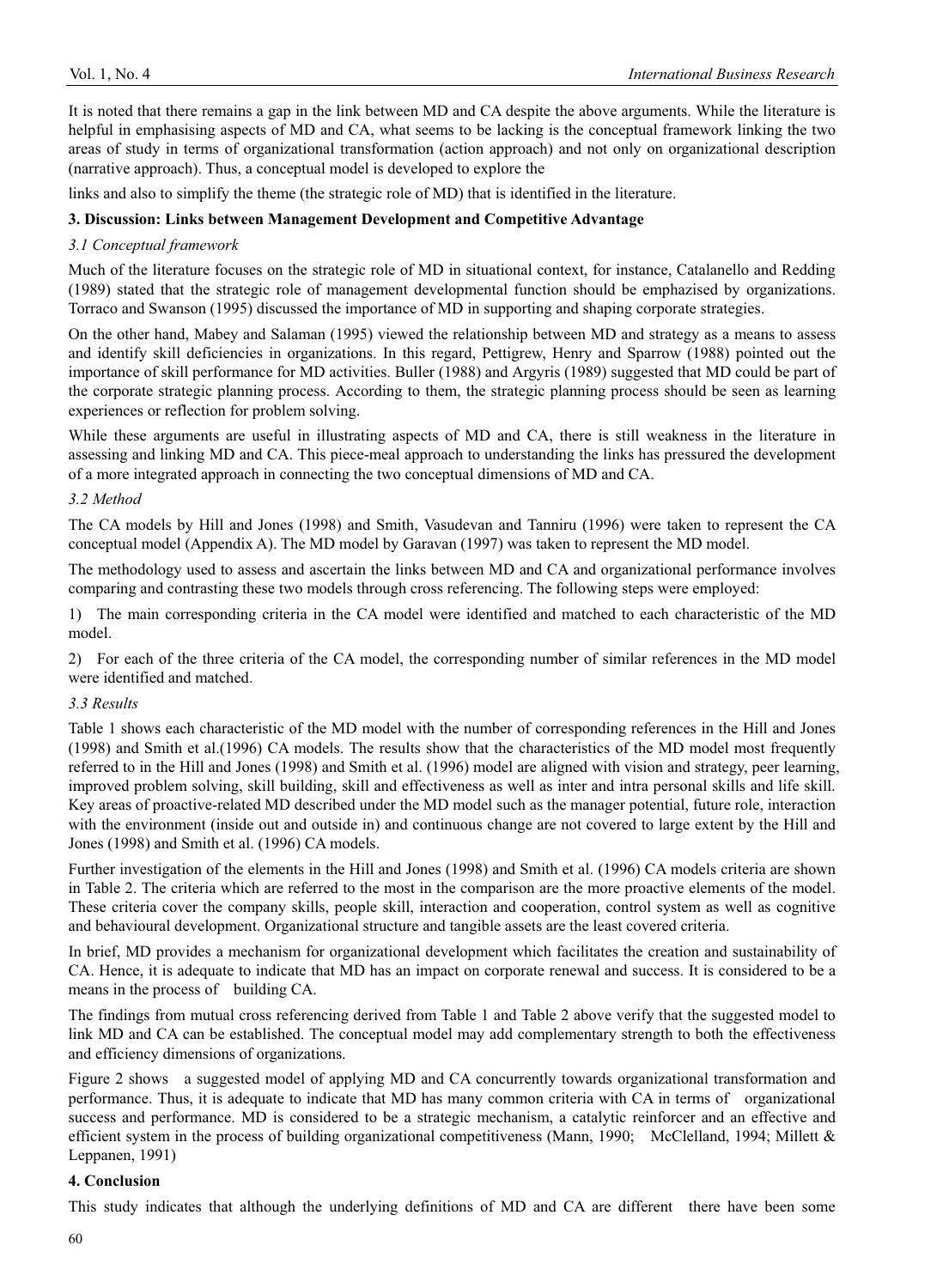It is noted that there remains a gap in the link between MD and CA despite the above arguments. While the literature is helpful in emphasising aspects of MD and CA, what seems to be lacking is the conceptual framework linking the two areas of study in terms of organizational transformation (action approach) and not only on organizational description (narrative approach). Thus, a conceptual model is developed to explore the

links and also to simplify the theme (the strategic role of MD) that is identified in the literature.

## 3. Discussion: Links between Management Development and Competitive Advantage

### *3.1 Conceptual framework*

Much of the literature focuses on the strategic role of MD in situational context, for instance, Catalanello and Redding (1989) stated that the strategic role of management developmental function should be emphasized by organizations. Torraco and Swanson (1995) discussed the importance of MD in supporting and shaping corporate strategies.

On the other hand, Mabey and Salaman (1995) viewed the relationship between MD and strategy as a means to assess and identify skill deficiencies in organizations. In this regard, Pettigrew, Henry and Sparrow (1988) pointed out the importance of skill performance for MD activities. Buller (1988) and Argyris (1989) suggested that MD could be part of the corporate strategic planning process. According to them, the strategic planning process should be seen as learning experiences or reflection for problem solving.

While these arguments are useful in illustrating aspects of MD and CA, there is still weakness in the literature in assessing and linking MD and CA. This piece-meal approach to understanding the links has pressured the development of a more integrated approach in connecting the two conceptual dimensions of MD and CA.

### *3.2 Method*

The CA models by Hill and Jones (1998) and Smith, Vasudevan and Tanniru (1996) were taken to represent the CA conceptual model (Appendix A). The MD model by Garavan (1997) was taken to represent the MD model.

The methodology used to assess and ascertain the links between MD and CA and organizational performance involves comparing and contrasting these two models through cross referencing. The following steps were employed:

1) The main corresponding criteria in the CA model were identified and matched to each characteristic of the MD model.

2) For each of the three criteria of the CA model, the corresponding number of similar references in the MD model were identified and matched.

### *3.3 Results*

Table 1 shows each characteristic of the MD model with the number of corresponding references in the Hill and Jones (1998) and Smith et al.(1996) CA models. The results show that the characteristics of the MD model most frequently referred to in the Hill and Jones (1998) and Smith et al. (1996) model are aligned with vision and strategy, peer learning, improved problem solving, skill building, skill and effectiveness as well as inter and intra personal skills and life skill. Key areas of proactive-related MD described under the MD model such as the manager potential, future role, interaction with the environment (inside out and outside in) and continuous change are not covered to large extent by the Hill and Jones (1998) and Smith et al. (1996) CA models.

Further investigation of the elements in the Hill and Jones (1998) and Smith et al. (1996) CA models criteria are shown in Table 2. The criteria which are referred to the most in the comparison are the more proactive elements of the model. These criteria cover the company skills, people skill, interaction and cooperation, control system as well as cognitive and behavioural development. Organizational structure and tangible assets are the least covered criteria.

In brief, MD provides a mechanism for organizational development which facilitates the creation and sustainability of CA. Hence, it is adequate to indicate that MD has an impact on corporate renewal and success. It is considered to be a means in the process of building CA.

The findings from mutual cross referencing derived from Table 1 and Table 2 above verify that the suggested model to link MD and CA can be established. The conceptual model may add complementary strength to both the effectiveness and efficiency dimensions of organizations.

Figure 2 shows a suggested model of applying MD and CA concurrently towards organizational transformation and performance. Thus, it is adequate to indicate that MD has many common criteria with CA in terms of organizational success and performance. MD is considered to be a strategic mechanism, a catalytic reinforcer and an effective and efficient system in the process of building organizational competitiveness (Mann, 1990; McClelland, 1994; Millett & Leppanen, 1991)

## 4. Conclusion

This study indicates that although the underlying definitions of MD and CA are different there have been some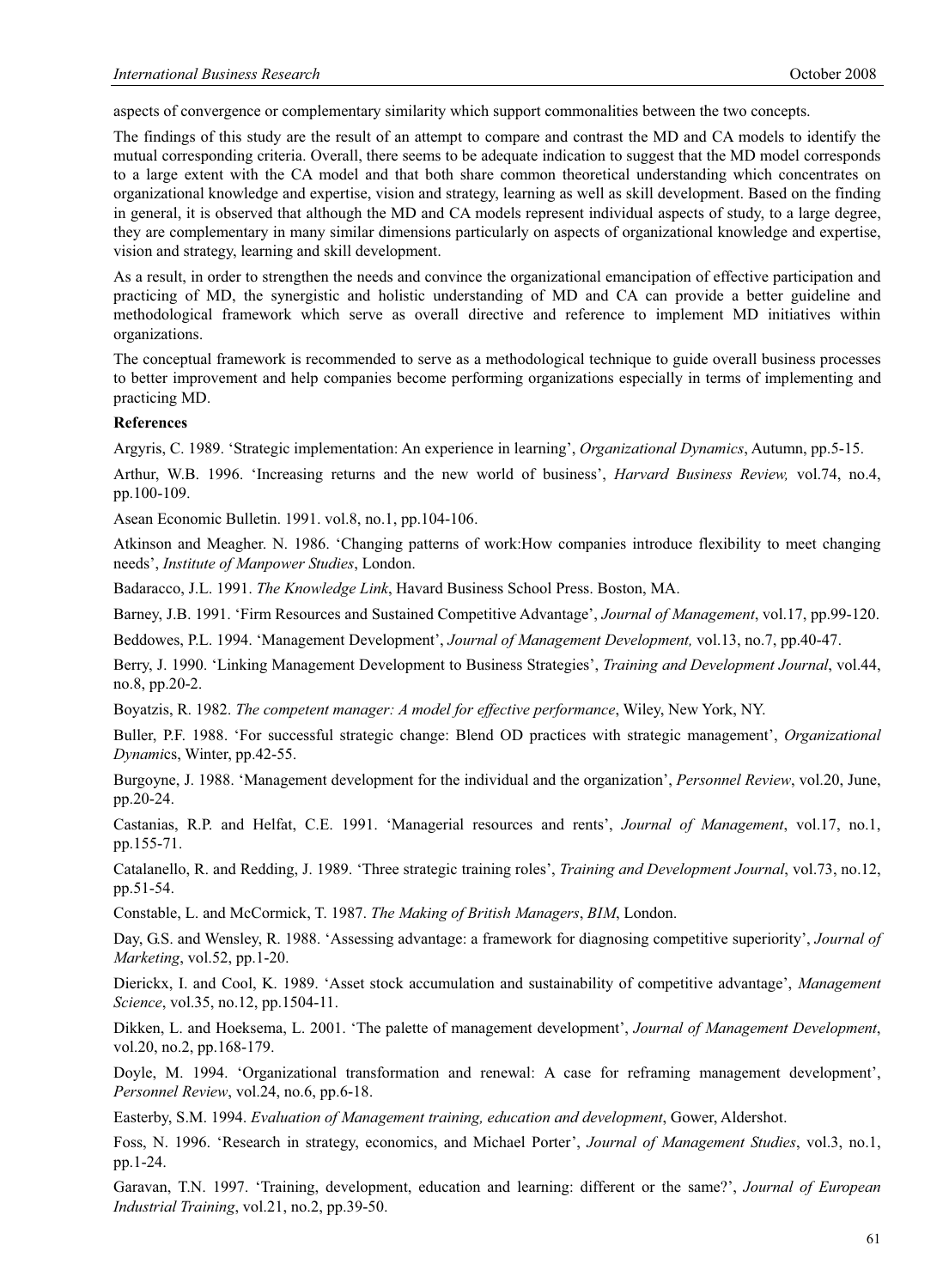aspects of convergence or complementary similarity which support commonalities between the two concepts.

The findings of this study are the result of an attempt to compare and contrast the MD and CA models to identify the mutual corresponding criteria. Overall, there seems to be adequate indication to suggest that the MD model corresponds to a large extent with the CA model and that both share common theoretical understanding which concentrates on organizational knowledge and expertise, vision and strategy, learning as well as skill development. Based on the finding in general, it is observed that although the MD and CA models represent individual aspects of study, to a large degree, they are complementary in many similar dimensions particularly on aspects of organizational knowledge and expertise, vision and strategy, learning and skill development.

As a result, in order to strengthen the needs and convince the organizational emancipation of effective participation and practicing of MD, the synergistic and holistic understanding of MD and CA can provide a better guideline and methodological framework which serve as overall directive and reference to implement MD initiatives within organizations.

The conceptual framework is recommended to serve as a methodological technique to guide overall business processes to better improvement and help companies become performing organizations especially in terms of implementing and practicing MD.

**References**

Argyris, C. 1989. 'Strategic implementation: An experience in learning', *Organizational Dynamics*, Autumn, pp.5-15.

Arthur, W.B. 1996. 'Increasing returns and the new world of business', *Harvard Business Review,* vol.74, no.4, pp.100-109.

Asean Economic Bulletin. 1991. vol.8, no.1, pp.104-106.

Atkinson and Meagher. N. 1986. 'Changing patterns of work:How companies introduce flexibility to meet changing needs', *Institute of Manpower Studies*, London.

Badaracco, J.L. 1991. *The Knowledge Link*, Havard Business School Press. Boston, MA.

Barney, J.B. 1991. 'Firm Resources and Sustained Competitive Advantage', *Journal of Management*, vol.17, pp.99-120.

Beddowes, P.L. 1994. 'Management Development', *Journal of Management Development,* vol.13, no.7, pp.40-47.

Berry, J. 1990. 'Linking Management Development to Business Strategies', *Training and Development Journal*, vol.44, no.8, pp.20-2.

Boyatzis, R. 1982. *The competent manager: A model for effective performance*, Wiley, New York, NY.

Buller, P.F. 1988. 'For successful strategic change: Blend OD practices with strategic management', *Organizational Dynami*cs, Winter, pp.42-55.

Burgoyne, J. 1988. 'Management development for the individual and the organization', *Personnel Review*, vol.20, June, pp.20-24.

Castanias, R.P. and Helfat, C.E. 1991. 'Managerial resources and rents', *Journal of Management*, vol.17, no.1, pp.155-71.

Catalanello, R. and Redding, J. 1989. 'Three strategic training roles', *Training and Development Journal*, vol.73, no.12, pp.51-54.

Constable, L. and McCormick, T. 1987. *The Making of British Managers*, *BIM*, London.

Day, G.S. and Wensley, R. 1988. 'Assessing advantage: a framework for diagnosing competitive superiority', *Journal of Marketing*, vol.52, pp.1-20.

Dierickx, I. and Cool, K. 1989. 'Asset stock accumulation and sustainability of competitive advantage', *Management Science*, vol.35, no.12, pp.1504-11.

Dikken, L. and Hoeksema, L. 2001. 'The palette of management development', *Journal of Management Development*, vol.20, no.2, pp.168-179.

Doyle, M. 1994. 'Organizational transformation and renewal: A case for reframing management development', *Personnel Review*, vol.24, no.6, pp.6-18.

Easterby, S.M. 1994. *Evaluation of Management training, education and development*, Gower, Aldershot.

Foss, N. 1996. 'Research in strategy, economics, and Michael Porter', *Journal of Management Studies*, vol.3, no.1, pp.1-24.

Garavan, T.N. 1997. 'Training, development, education and learning: different or the same?', *Journal of European Industrial Training*, vol.21, no.2, pp.39-50.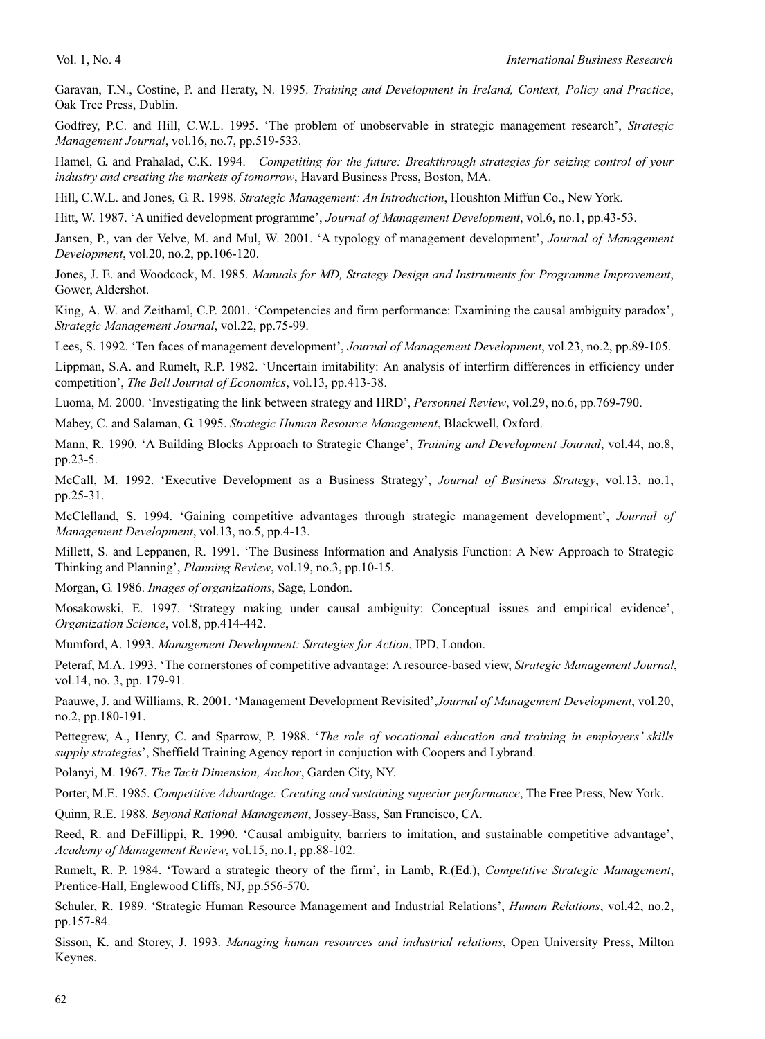Garavan, T.N., Costine, P. and Heraty, N. 1995. *Training and Development in Ireland, Context, Policy and Practice*, Oak Tree Press, Dublin.

Godfrey, P.C. and Hill, C.W.L. 1995. 'The problem of unobservable in strategic management research', *Strategic Management Journal*, vol.16, no.7, pp.519-533.

Hamel, G. and Prahalad, C.K. 1994. *Competiting for the future: Breakthrough strategies for seizing control of your industry and creating the markets of tomorrow*, Havard Business Press, Boston, MA.

Hill, C.W.L. and Jones, G. R. 1998. *Strategic Management: An Introduction*, Houshton Miffun Co., New York.

Hitt, W. 1987. 'A unified development programme', *Journal of Management Development*, vol.6, no.1, pp.43-53.

Jansen, P., van der Velve, M. and Mul, W. 2001. 'A typology of management development', *Journal of Management Development*, vol.20, no.2, pp.106-120.

Jones, J. E. and Woodcock, M. 1985. *Manuals for MD, Strategy Design and Instruments for Programme Improvement*, Gower, Aldershot.

King, A. W. and Zeithaml, C.P. 2001. 'Competencies and firm performance: Examining the causal ambiguity paradox', *Strategic Management Journal*, vol.22, pp.75-99.

Lees, S. 1992. 'Ten faces of management development', *Journal of Management Development*, vol.23, no.2, pp.89-105.

Lippman, S.A. and Rumelt, R.P. 1982. 'Uncertain imitability: An analysis of interfirm differences in efficiency under competition', *The Bell Journal of Economics*, vol.13, pp.413-38.

Luoma, M. 2000. 'Investigating the link between strategy and HRD', *Personnel Review*, vol.29, no.6, pp.769-790.

Mabey, C. and Salaman, G. 1995. *Strategic Human Resource Management*, Blackwell, Oxford.

Mann, R. 1990. 'A Building Blocks Approach to Strategic Change', *Training and Development Journal*, vol.44, no.8, pp.23-5.

McCall, M. 1992. 'Executive Development as a Business Strategy', *Journal of Business Strategy*, vol.13, no.1, pp.25-31.

McClelland, S. 1994. 'Gaining competitive advantages through strategic management development', *Journal of Management Development*, vol.13, no.5, pp.4-13.

Millett, S. and Leppanen, R. 1991. 'The Business Information and Analysis Function: A New Approach to Strategic Thinking and Planning', *Planning Review*, vol.19, no.3, pp.10-15.

Morgan, G. 1986. *Images of organizations*, Sage, London.

Mosakowski, E. 1997. 'Strategy making under causal ambiguity: Conceptual issues and empirical evidence', *Organization Science*, vol.8, pp.414-442.

Mumford, A. 1993. *Management Development: Strategies for Action*, IPD, London.

Peteraf, M.A. 1993. 'The cornerstones of competitive advantage: A resource-based view, *Strategic Management Journal*, vol.14, no. 3, pp. 179-91.

Paauwe, J. and Williams, R. 2001. 'Management Development Revisited',*Journal of Management Development*, vol.20, no.2, pp.180-191.

Pettegrew, A., Henry, C. and Sparrow, P. 1988. '*The role of vocational education and training in employers' skills supply strategies*', Sheffield Training Agency report in conjuction with Coopers and Lybrand.

Polanyi, M. 1967. *The Tacit Dimension, Anchor*, Garden City, NY.

Porter, M.E. 1985. *Competitive Advantage: Creating and sustaining superior performance*, The Free Press, New York.

Quinn, R.E. 1988. *Beyond Rational Management*, Jossey-Bass, San Francisco, CA.

Reed, R. and DeFillippi, R. 1990. 'Causal ambiguity, barriers to imitation, and sustainable competitive advantage', *Academy of Management Review*, vol.15, no.1, pp.88-102.

Rumelt, R. P. 1984. 'Toward a strategic theory of the firm', in Lamb, R.(Ed.), *Competitive Strategic Management*, Prentice-Hall, Englewood Cliffs, NJ, pp.556-570.

Schuler, R. 1989. 'Strategic Human Resource Management and Industrial Relations', *Human Relations*, vol.42, no.2, pp.157-84.

Sisson, K. and Storey, J. 1993. *Managing human resources and industrial relations*, Open University Press, Milton Keynes.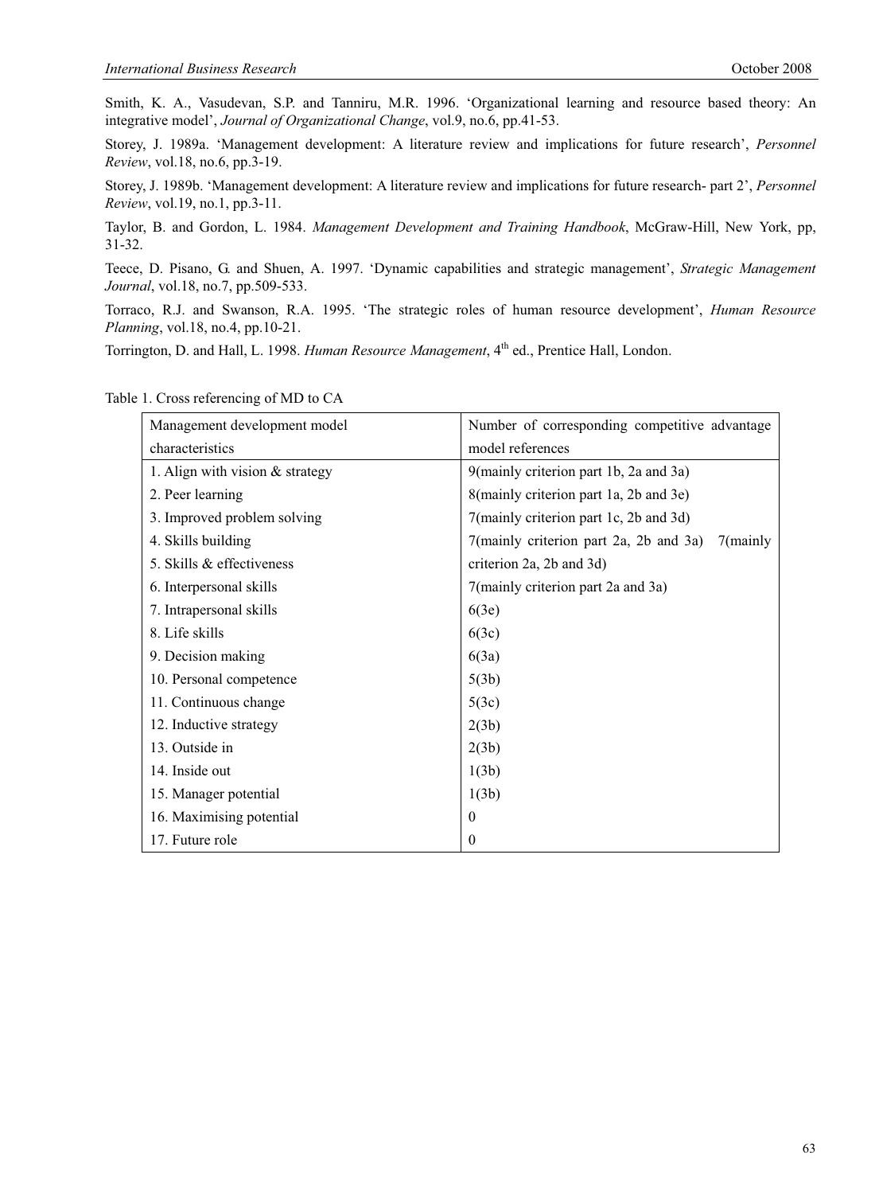Smith, K. A., Vasudevan, S.P. and Tanniru, M.R. 1996. 'Organizational learning and resource based theory: An integrative model', *Journal of Organizational Change*, vol.9, no.6, pp.41-53.

Storey, J. 1989a. 'Management development: A literature review and implications for future research', *Personnel Review*, vol.18, no.6, pp.3-19.

Storey, J. 1989b. 'Management development: A literature review and implications for future research- part 2', *Personnel Review*, vol.19, no.1, pp.3-11.

Taylor, B. and Gordon, L. 1984. *Management Development and Training Handbook*, McGraw-Hill, New York, pp, 31-32.

Teece, D. Pisano, G. and Shuen, A. 1997. 'Dynamic capabilities and strategic management', *Strategic Management Journal*, vol.18, no.7, pp.509-533.

Torraco, R.J. and Swanson, R.A. 1995. 'The strategic roles of human resource development', *Human Resource Planning*, vol.18, no.4, pp.10-21.

Torrington, D. and Hall, L. 1998. *Human Resource Management*, 4th ed., Prentice Hall, London.

Table 1. Cross referencing of MD to CA

| Management development model characteristics | Number of corresponding competitive advantage model references |
|---|---|
| 1. Align with vision & strategy | 9(mainly criterion part 1b, 2a and 3a) |
| 2. Peer learning | 8(mainly criterion part 1a, 2b and 3e) |
| 3. Improved problem solving | 7(mainly criterion part 1c, 2b and 3d) |
| 4. Skills building | 7(mainly criterion part 2a, 2b and 3a) |
| 5. Skills & effectiveness | 7(mainly criterion 2a, 2b and 3d) |
| 6. Interpersonal skills | 7(mainly criterion part 2a and 3a) |
| 7. Intrapersonal skills | 6(3e) |
| 8. Life skills | 6(3c) |
| 9. Decision making | 6(3a) |
| 10. Personal competence | 5(3b) |
| 11. Continuous change | 5(3c) |
| 12. Inductive strategy | 2(3b) |
| 13. Outside in | 2(3b) |
| 14. Inside out | 1(3b) |
| 15. Manager potential | 1(3b) |
| 16. Maximising potential | 0 |
| 17. Future role | 0 |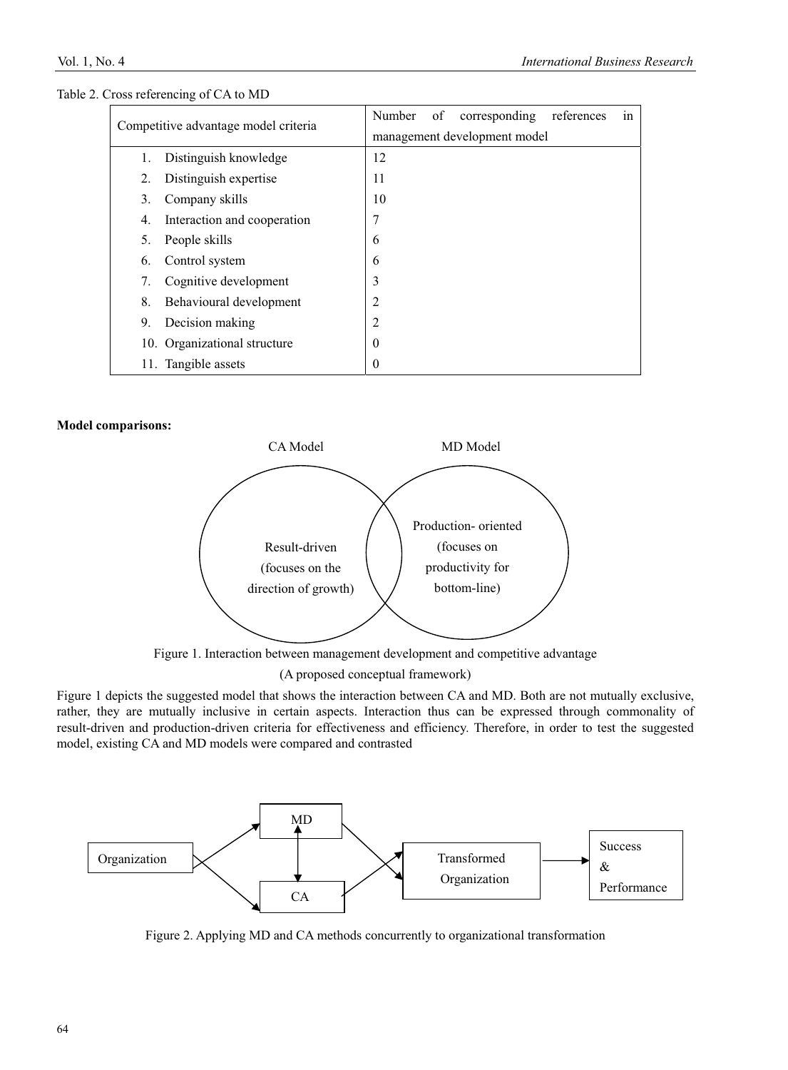Table 2. Cross referencing of CA to MD

| Competitive advantage model criteria | Number of corresponding references in management development model |
|---|---|
| 1. Distinguish knowledge | 12 |
| 2. Distinguish expertise | 11 |
| 3. Company skills | 10 |
| 4. Interaction and cooperation | 7 |
| 5. People skills | 6 |
| 6. Control system | 6 |
| 7. Cognitive development | 3 |
| 8. Behavioural development | 2 |
| 9. Decision making | 2 |
| 10. Organizational structure | 0 |
| 11. Tangible assets | 0 |

**Model comparisons:**

CA Model

MD Model

Result-driven (focuses on the direction of growth)

Production- oriented (focuses on productivity for bottom-line)

Figure 1. Interaction between management development and competitive advantage

(A proposed conceptual framework)

Figure 1 depicts the suggested model that shows the interaction between CA and MD. Both are not mutually exclusive, rather, they are mutually inclusive in certain aspects. Interaction thus can be expressed through commonality of result-driven and production-driven criteria for effectiveness and efficiency. Therefore, in order to test the suggested model, existing CA and MD models were compared and contrasted

Organization

MD

CA

Transformed Organization

Success & Performance

Figure 2. Applying MD and CA methods concurrently to organizational transformation